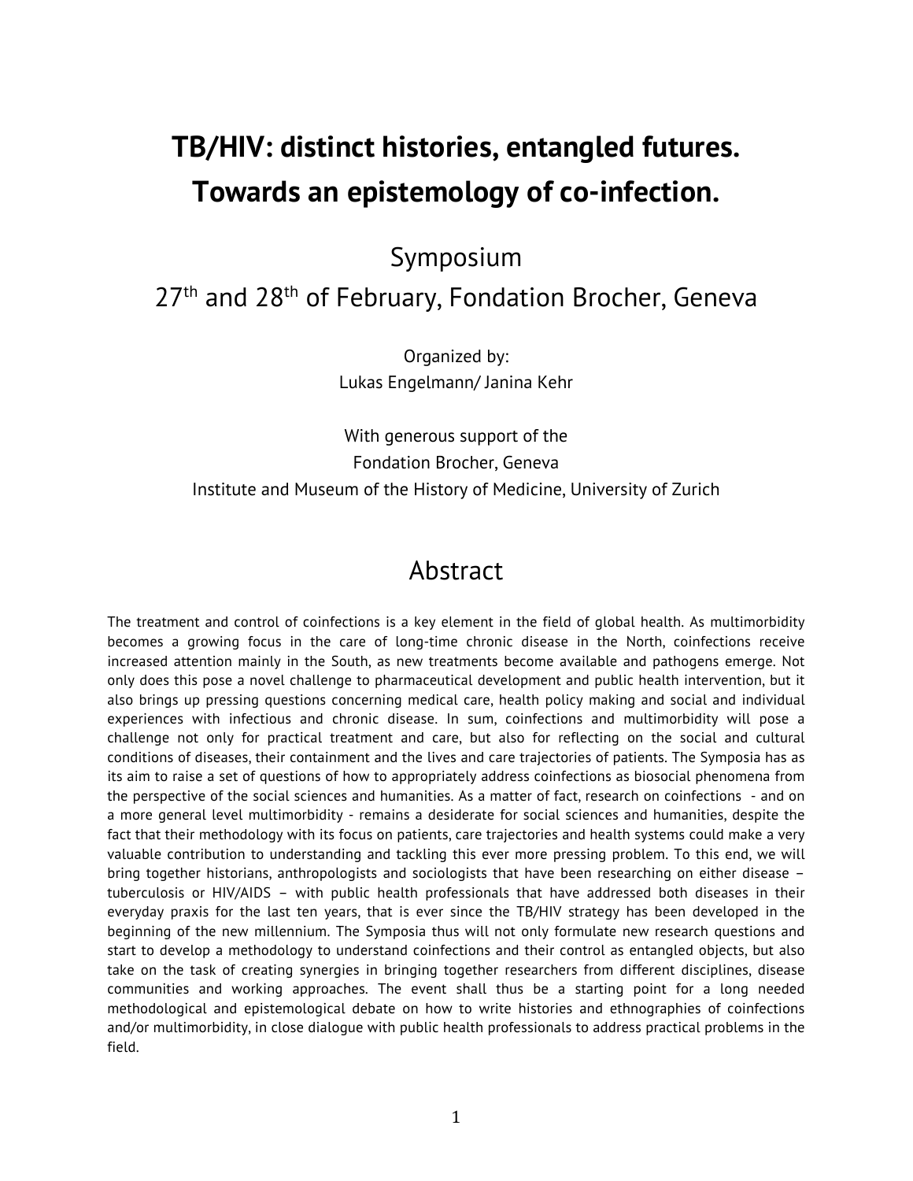# TB/HIV: distinct histories, entangled futures. Towards an epistemology of co-infection.

## Symposium

## 27th and 28th of February, Fondation Brocher, Geneva

Organized by:
Lukas Engelmann/ Janina Kehr

With generous support of the
Fondation Brocher, Geneva
Institute and Museum of the History of Medicine, University of Zurich

## Abstract

The treatment and control of coinfections is a key element in the field of global health. As multimorbidity becomes a growing focus in the care of long-time chronic disease in the North, coinfections receive increased attention mainly in the South, as new treatments become available and pathogens emerge. Not only does this pose a novel challenge to pharmaceutical development and public health intervention, but it also brings up pressing questions concerning medical care, health policy making and social and individual experiences with infectious and chronic disease. In sum, coinfections and multimorbidity will pose a challenge not only for practical treatment and care, but also for reflecting on the social and cultural conditions of diseases, their containment and the lives and care trajectories of patients. The Symposia has as its aim to raise a set of questions of how to appropriately address coinfections as biosocial phenomena from the perspective of the social sciences and humanities. As a matter of fact, research on coinfections - and on a more general level multimorbidity - remains a desiderate for social sciences and humanities, despite the fact that their methodology with its focus on patients, care trajectories and health systems could make a very valuable contribution to understanding and tackling this ever more pressing problem. To this end, we will bring together historians, anthropologists and sociologists that have been researching on either disease – tuberculosis or HIV/AIDS – with public health professionals that have addressed both diseases in their everyday praxis for the last ten years, that is ever since the TB/HIV strategy has been developed in the beginning of the new millennium. The Symposia thus will not only formulate new research questions and start to develop a methodology to understand coinfections and their control as entangled objects, but also take on the task of creating synergies in bringing together researchers from different disciplines, disease communities and working approaches. The event shall thus be a starting point for a long needed methodological and epistemological debate on how to write histories and ethnographies of coinfections and/or multimorbidity, in close dialogue with public health professionals to address practical problems in the field.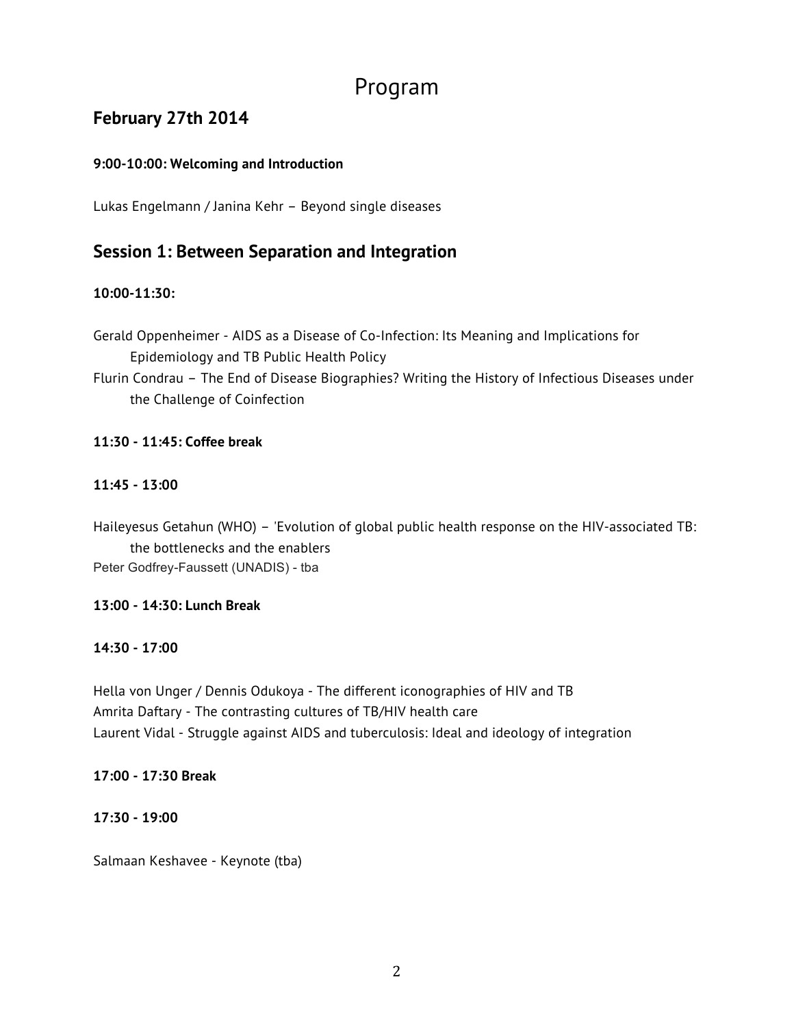# Program

## February 27th 2014

**9:00-10:00: Welcoming and Introduction**

Lukas Engelmann / Janina Kehr – Beyond single diseases

## Session 1: Between Separation and Integration

**10:00-11:30:**

Gerald Oppenheimer - AIDS as a Disease of Co-Infection: Its Meaning and Implications for Epidemiology and TB Public Health Policy

Flurin Condrau – The End of Disease Biographies? Writing the History of Infectious Diseases under the Challenge of Coinfection

**11:30 - 11:45: Coffee break**

**11:45 - 13:00**

Haileyesus Getahun (WHO) – 'Evolution of global public health response on the HIV-associated TB: the bottlenecks and the enablers

Peter Godfrey-Faussett (UNADIS) - tba

**13:00 - 14:30: Lunch Break**

**14:30 - 17:00**

Hella von Unger / Dennis Odukoya - The different iconographies of HIV and TB

Amrita Daftary - The contrasting cultures of TB/HIV health care

Laurent Vidal - Struggle against AIDS and tuberculosis: Ideal and ideology of integration

**17:00 - 17:30 Break**

**17:30 - 19:00**

Salmaan Keshavee - Keynote (tba)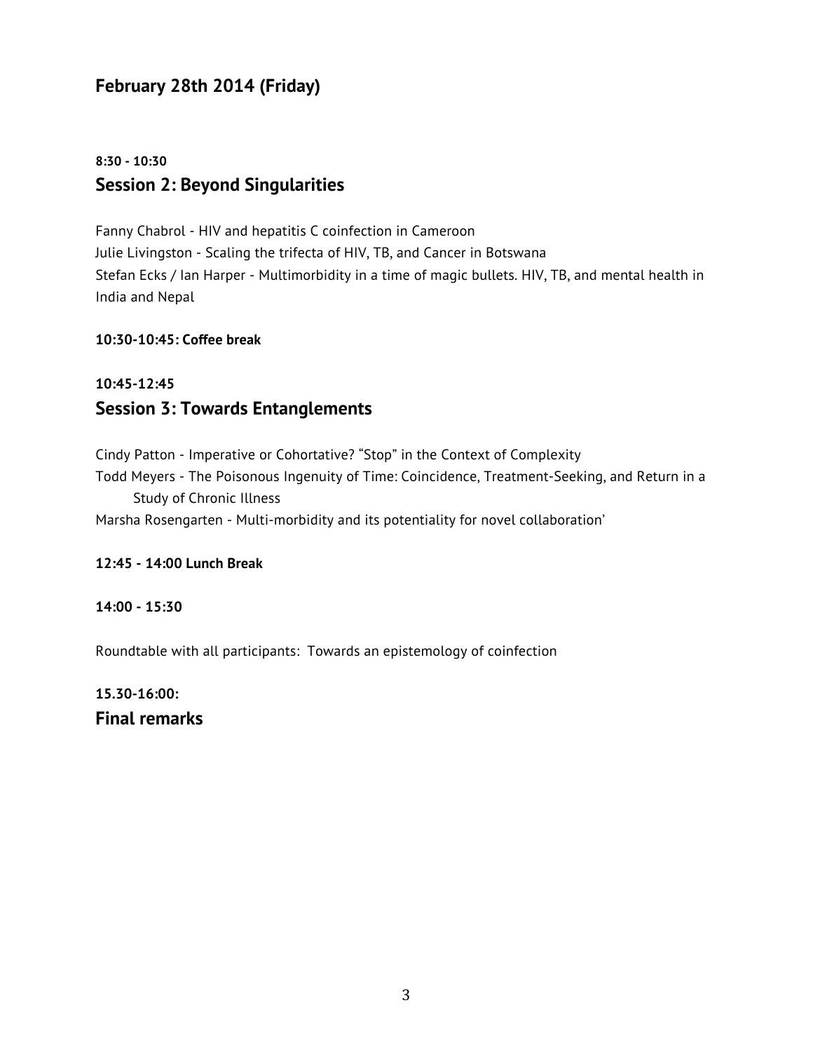## February 28th 2014 (Friday)

**8:30 - 10:30**

### Session 2: Beyond Singularities

Fanny Chabrol - HIV and hepatitis C coinfection in Cameroon
Julie Livingston - Scaling the trifecta of HIV, TB, and Cancer in Botswana
Stefan Ecks / Ian Harper - Multimorbidity in a time of magic bullets. HIV, TB, and mental health in India and Nepal

**10:30-10:45: Coffee break**

**10:45-12:45**

### Session 3: Towards Entanglements

Cindy Patton - Imperative or Cohortative? "Stop" in the Context of Complexity
Todd Meyers - The Poisonous Ingenuity of Time: Coincidence, Treatment-Seeking, and Return in a Study of Chronic Illness
Marsha Rosengarten - Multi-morbidity and its potentiality for novel collaboration'

**12:45 - 14:00 Lunch Break**

**14:00 - 15:30**

Roundtable with all participants: Towards an epistemology of coinfection

**15.30-16:00:**

### Final remarks